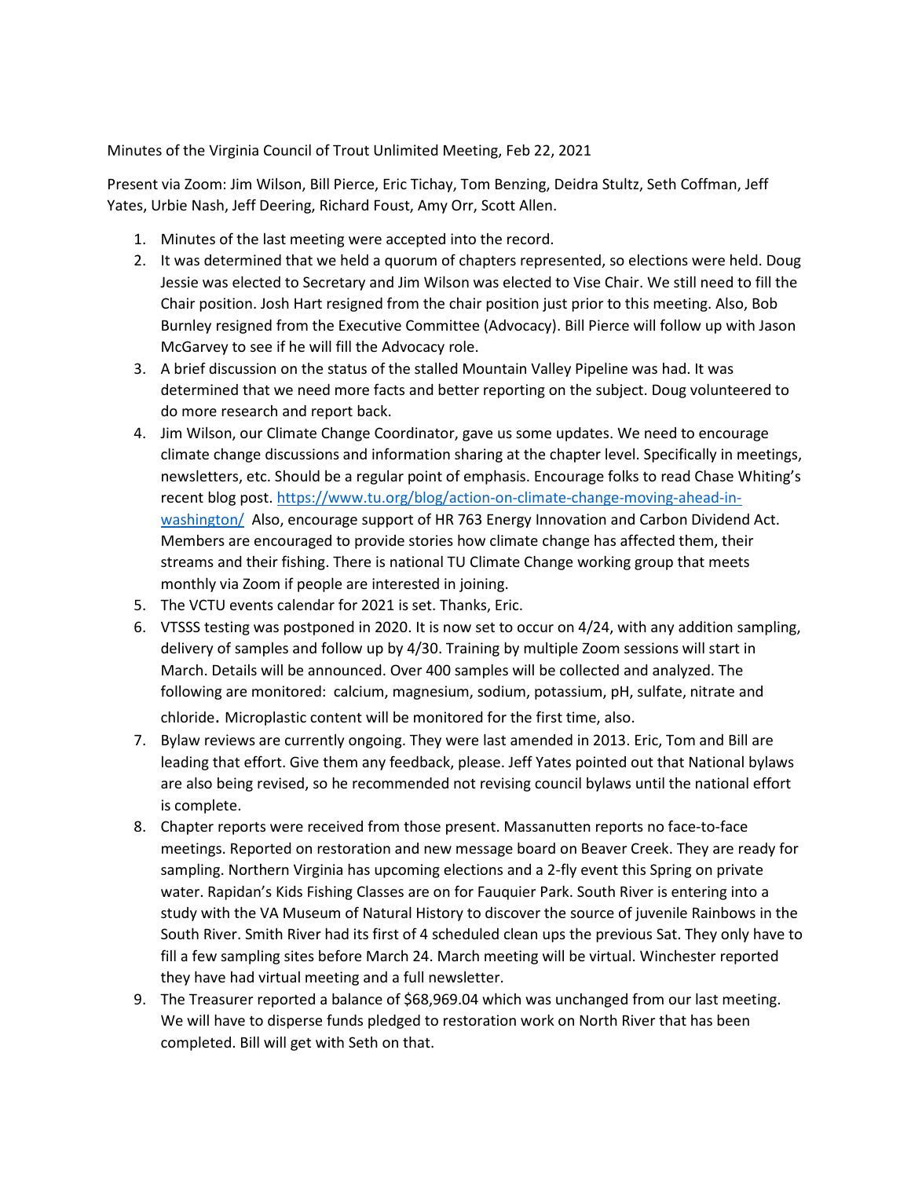Minutes of the Virginia Council of Trout Unlimited Meeting, Feb 22, 2021

Present via Zoom: Jim Wilson, Bill Pierce, Eric Tichay, Tom Benzing, Deidra Stultz, Seth Coffman, Jeff Yates, Urbie Nash, Jeff Deering, Richard Foust, Amy Orr, Scott Allen.

1. Minutes of the last meeting were accepted into the record.
2. It was determined that we held a quorum of chapters represented, so elections were held. Doug Jessie was elected to Secretary and Jim Wilson was elected to Vise Chair. We still need to fill the Chair position. Josh Hart resigned from the chair position just prior to this meeting. Also, Bob Burnley resigned from the Executive Committee (Advocacy). Bill Pierce will follow up with Jason McGarvey to see if he will fill the Advocacy role.
3. A brief discussion on the status of the stalled Mountain Valley Pipeline was had. It was determined that we need more facts and better reporting on the subject. Doug volunteered to do more research and report back.
4. Jim Wilson, our Climate Change Coordinator, gave us some updates. We need to encourage climate change discussions and information sharing at the chapter level. Specifically in meetings, newsletters, etc. Should be a regular point of emphasis. Encourage folks to read Chase Whiting's recent blog post. https://www.tu.org/blog/action-on-climate-change-moving-ahead-in-washington/ Also, encourage support of HR 763 Energy Innovation and Carbon Dividend Act. Members are encouraged to provide stories how climate change has affected them, their streams and their fishing. There is national TU Climate Change working group that meets monthly via Zoom if people are interested in joining.
5. The VCTU events calendar for 2021 is set. Thanks, Eric.
6. VTSSS testing was postponed in 2020. It is now set to occur on 4/24, with any addition sampling, delivery of samples and follow up by 4/30. Training by multiple Zoom sessions will start in March. Details will be announced. Over 400 samples will be collected and analyzed. The following are monitored: calcium, magnesium, sodium, potassium, pH, sulfate, nitrate and chloride. Microplastic content will be monitored for the first time, also.
7. Bylaw reviews are currently ongoing. They were last amended in 2013. Eric, Tom and Bill are leading that effort. Give them any feedback, please. Jeff Yates pointed out that National bylaws are also being revised, so he recommended not revising council bylaws until the national effort is complete.
8. Chapter reports were received from those present. Massanutten reports no face-to-face meetings. Reported on restoration and new message board on Beaver Creek. They are ready for sampling. Northern Virginia has upcoming elections and a 2-fly event this Spring on private water. Rapidan's Kids Fishing Classes are on for Fauquier Park. South River is entering into a study with the VA Museum of Natural History to discover the source of juvenile Rainbows in the South River. Smith River had its first of 4 scheduled clean ups the previous Sat. They only have to fill a few sampling sites before March 24. March meeting will be virtual. Winchester reported they have had virtual meeting and a full newsletter.
9. The Treasurer reported a balance of $68,969.04 which was unchanged from our last meeting. We will have to disperse funds pledged to restoration work on North River that has been completed. Bill will get with Seth on that.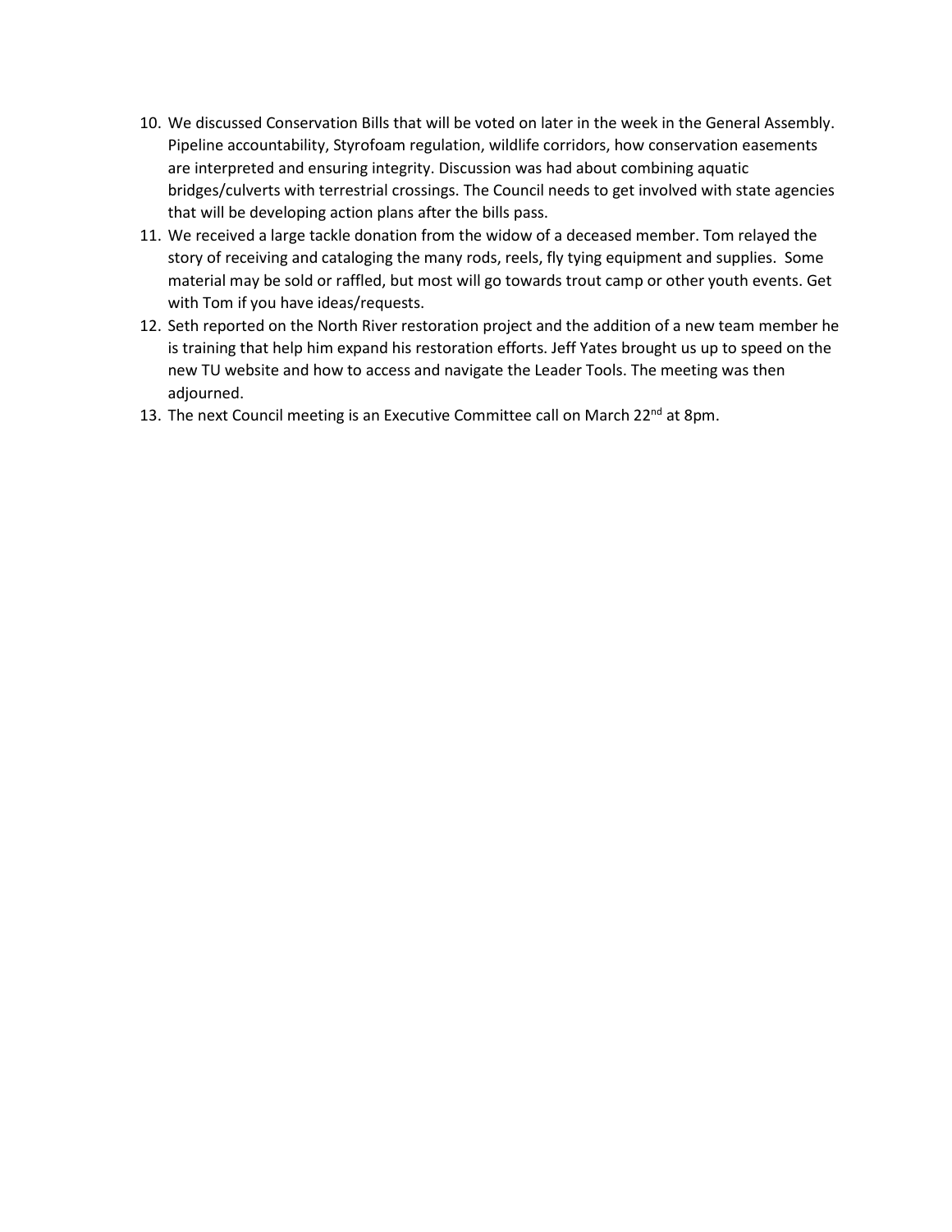10. We discussed Conservation Bills that will be voted on later in the week in the General Assembly. Pipeline accountability, Styrofoam regulation, wildlife corridors, how conservation easements are interpreted and ensuring integrity. Discussion was had about combining aquatic bridges/culverts with terrestrial crossings. The Council needs to get involved with state agencies that will be developing action plans after the bills pass.
11. We received a large tackle donation from the widow of a deceased member. Tom relayed the story of receiving and cataloging the many rods, reels, fly tying equipment and supplies. Some material may be sold or raffled, but most will go towards trout camp or other youth events. Get with Tom if you have ideas/requests.
12. Seth reported on the North River restoration project and the addition of a new team member he is training that help him expand his restoration efforts. Jeff Yates brought us up to speed on the new TU website and how to access and navigate the Leader Tools. The meeting was then adjourned.
13. The next Council meeting is an Executive Committee call on March 22nd at 8pm.